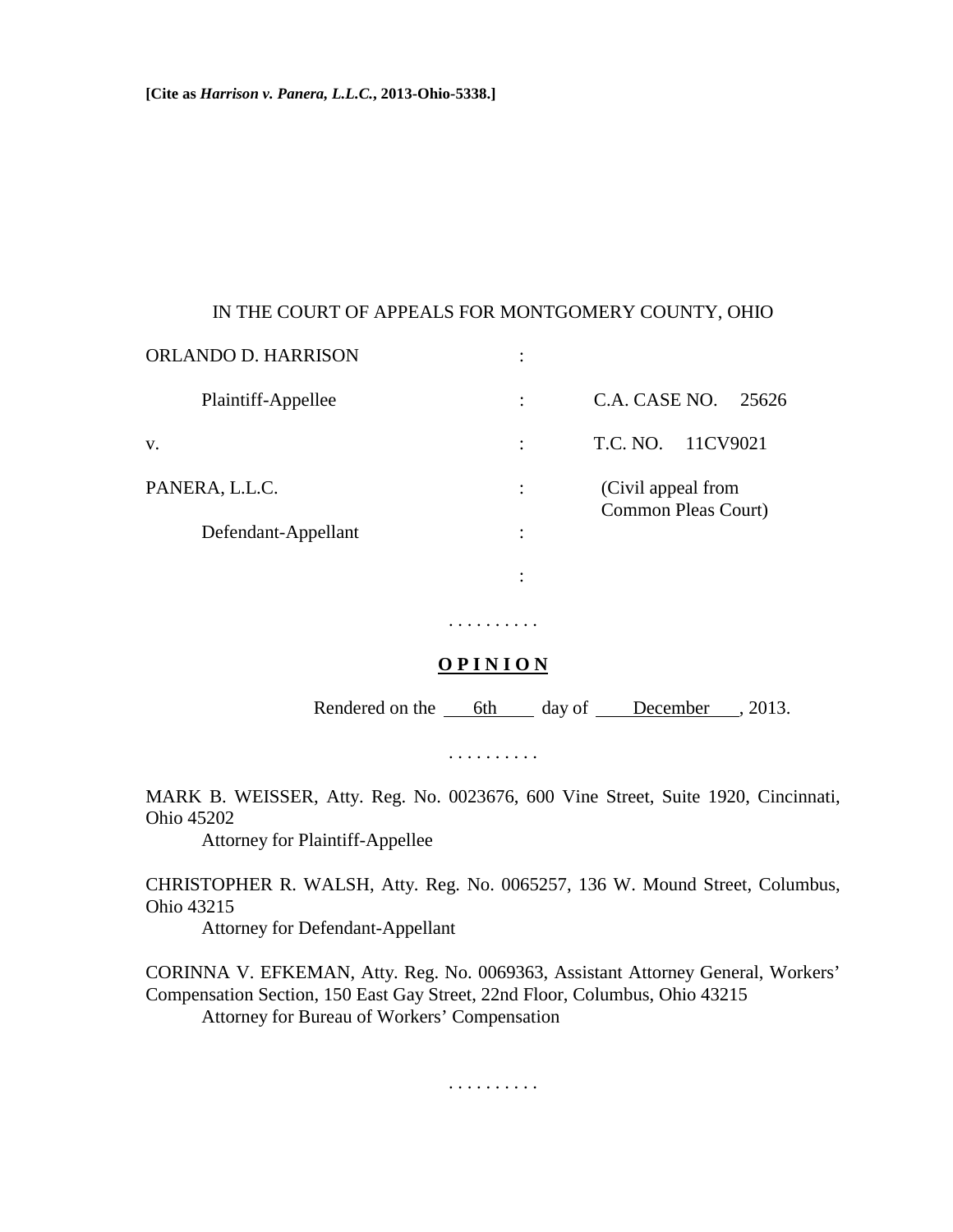**[Cite as *Harrison v. Panera, L.L.C.*, 2013-Ohio-5338.]**

IN THE COURT OF APPEALS FOR MONTGOMERY COUNTY, OHIO

| | | |
|---|---|---|
| ORLANDO D. HARRISON | : | |
| Plaintiff-Appellee | : | C.A. CASE NO. 25626 |
| v. | : | T.C. NO. 11CV9021 |
| PANERA, L.L.C. | : | (Civil appeal from Common Pleas Court) |
| Defendant-Appellant | : | |
| | : | |

. . . . . . . . . .

**OPINION**

Rendered on the 6th day of December, 2013.

. . . . . . . . . .

MARK B. WEISSER, Atty. Reg. No. 0023676, 600 Vine Street, Suite 1920, Cincinnati, Ohio 45202
Attorney for Plaintiff-Appellee

CHRISTOPHER R. WALSH, Atty. Reg. No. 0065257, 136 W. Mound Street, Columbus, Ohio 43215
Attorney for Defendant-Appellant

CORINNA V. EFKEMAN, Atty. Reg. No. 0069363, Assistant Attorney General, Workers' Compensation Section, 150 East Gay Street, 22nd Floor, Columbus, Ohio 43215
Attorney for Bureau of Workers' Compensation

. . . . . . . . . .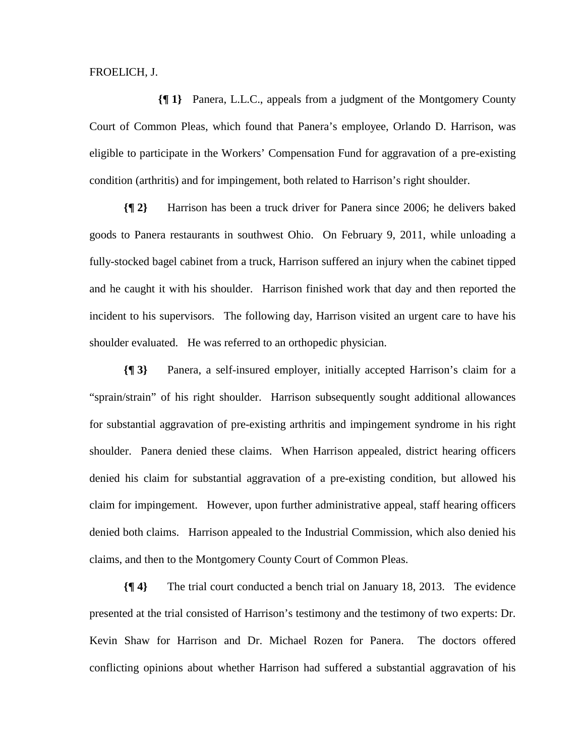FROELICH, J.

**{¶ 1}** Panera, L.L.C., appeals from a judgment of the Montgomery County Court of Common Pleas, which found that Panera's employee, Orlando D. Harrison, was eligible to participate in the Workers' Compensation Fund for aggravation of a pre-existing condition (arthritis) and for impingement, both related to Harrison's right shoulder.

**{¶ 2}** Harrison has been a truck driver for Panera since 2006; he delivers baked goods to Panera restaurants in southwest Ohio. On February 9, 2011, while unloading a fully-stocked bagel cabinet from a truck, Harrison suffered an injury when the cabinet tipped and he caught it with his shoulder. Harrison finished work that day and then reported the incident to his supervisors. The following day, Harrison visited an urgent care to have his shoulder evaluated. He was referred to an orthopedic physician.

**{¶ 3}** Panera, a self-insured employer, initially accepted Harrison's claim for a "sprain/strain" of his right shoulder. Harrison subsequently sought additional allowances for substantial aggravation of pre-existing arthritis and impingement syndrome in his right shoulder. Panera denied these claims. When Harrison appealed, district hearing officers denied his claim for substantial aggravation of a pre-existing condition, but allowed his claim for impingement. However, upon further administrative appeal, staff hearing officers denied both claims. Harrison appealed to the Industrial Commission, which also denied his claims, and then to the Montgomery County Court of Common Pleas.

**{¶ 4}** The trial court conducted a bench trial on January 18, 2013. The evidence presented at the trial consisted of Harrison's testimony and the testimony of two experts: Dr. Kevin Shaw for Harrison and Dr. Michael Rozen for Panera. The doctors offered conflicting opinions about whether Harrison had suffered a substantial aggravation of his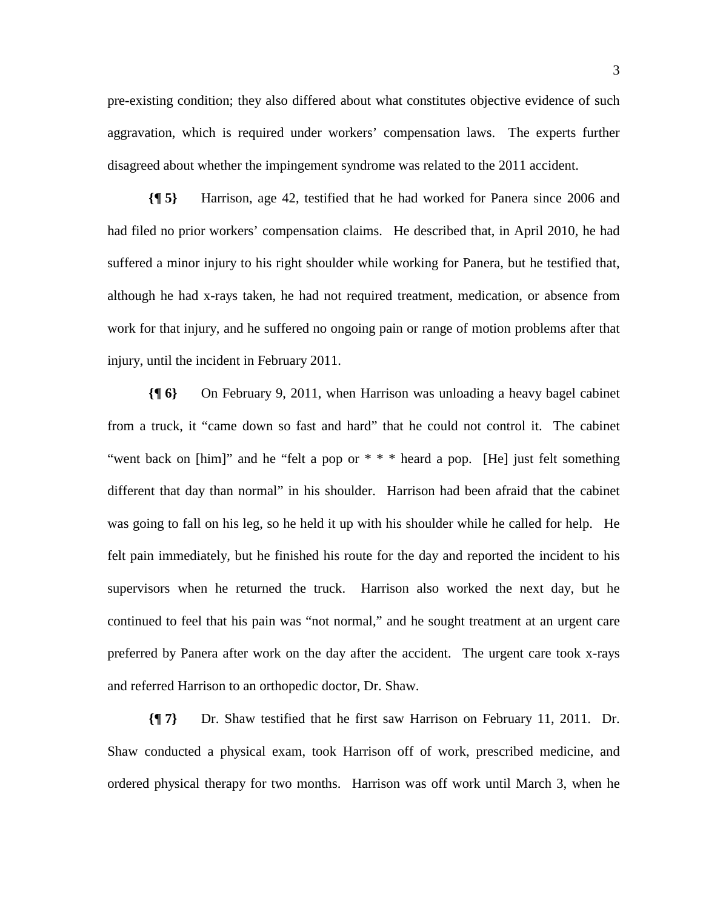pre-existing condition; they also differed about what constitutes objective evidence of such aggravation, which is required under workers' compensation laws. The experts further disagreed about whether the impingement syndrome was related to the 2011 accident.

**{¶ 5}** Harrison, age 42, testified that he had worked for Panera since 2006 and had filed no prior workers' compensation claims. He described that, in April 2010, he had suffered a minor injury to his right shoulder while working for Panera, but he testified that, although he had x-rays taken, he had not required treatment, medication, or absence from work for that injury, and he suffered no ongoing pain or range of motion problems after that injury, until the incident in February 2011.

**{¶ 6}** On February 9, 2011, when Harrison was unloading a heavy bagel cabinet from a truck, it "came down so fast and hard" that he could not control it. The cabinet "went back on [him]" and he "felt a pop or * * * heard a pop. [He] just felt something different that day than normal" in his shoulder. Harrison had been afraid that the cabinet was going to fall on his leg, so he held it up with his shoulder while he called for help. He felt pain immediately, but he finished his route for the day and reported the incident to his supervisors when he returned the truck. Harrison also worked the next day, but he continued to feel that his pain was "not normal," and he sought treatment at an urgent care preferred by Panera after work on the day after the accident. The urgent care took x-rays and referred Harrison to an orthopedic doctor, Dr. Shaw.

**{¶ 7}** Dr. Shaw testified that he first saw Harrison on February 11, 2011. Dr. Shaw conducted a physical exam, took Harrison off of work, prescribed medicine, and ordered physical therapy for two months. Harrison was off work until March 3, when he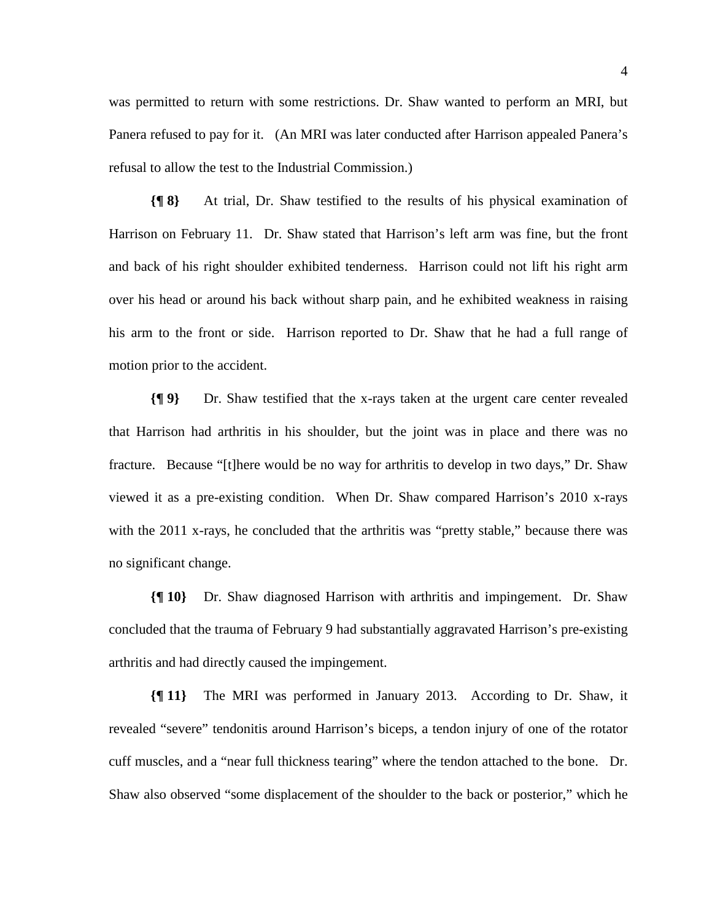was permitted to return with some restrictions. Dr. Shaw wanted to perform an MRI, but Panera refused to pay for it. (An MRI was later conducted after Harrison appealed Panera's refusal to allow the test to the Industrial Commission.)

**{¶ 8}** At trial, Dr. Shaw testified to the results of his physical examination of Harrison on February 11. Dr. Shaw stated that Harrison's left arm was fine, but the front and back of his right shoulder exhibited tenderness. Harrison could not lift his right arm over his head or around his back without sharp pain, and he exhibited weakness in raising his arm to the front or side. Harrison reported to Dr. Shaw that he had a full range of motion prior to the accident.

**{¶ 9}** Dr. Shaw testified that the x-rays taken at the urgent care center revealed that Harrison had arthritis in his shoulder, but the joint was in place and there was no fracture. Because "[t]here would be no way for arthritis to develop in two days," Dr. Shaw viewed it as a pre-existing condition. When Dr. Shaw compared Harrison's 2010 x-rays with the 2011 x-rays, he concluded that the arthritis was "pretty stable," because there was no significant change.

**{¶ 10}** Dr. Shaw diagnosed Harrison with arthritis and impingement. Dr. Shaw concluded that the trauma of February 9 had substantially aggravated Harrison's pre-existing arthritis and had directly caused the impingement.

**{¶ 11}** The MRI was performed in January 2013. According to Dr. Shaw, it revealed "severe" tendonitis around Harrison's biceps, a tendon injury of one of the rotator cuff muscles, and a "near full thickness tearing" where the tendon attached to the bone. Dr. Shaw also observed "some displacement of the shoulder to the back or posterior," which he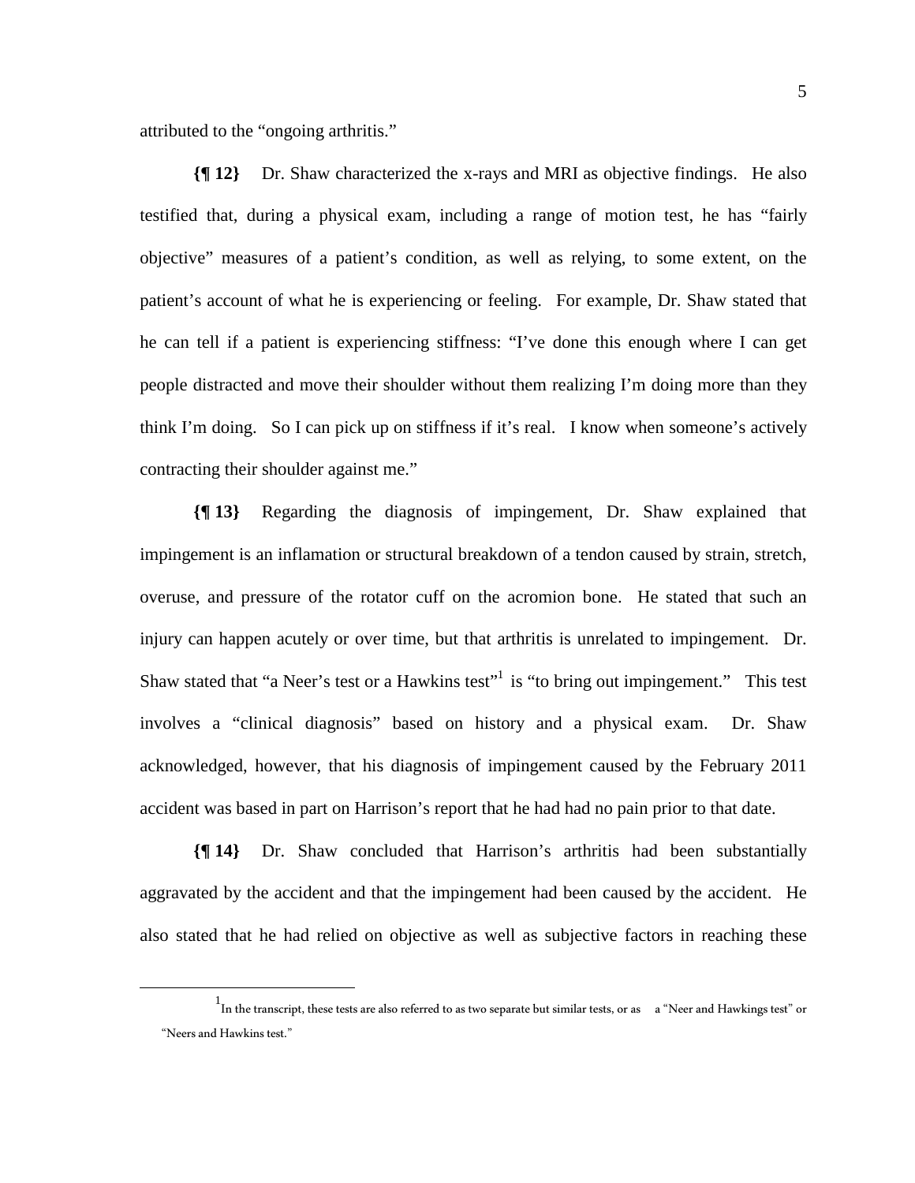attributed to the "ongoing arthritis."

**{¶ 12}** Dr. Shaw characterized the x-rays and MRI as objective findings. He also testified that, during a physical exam, including a range of motion test, he has "fairly objective" measures of a patient's condition, as well as relying, to some extent, on the patient's account of what he is experiencing or feeling. For example, Dr. Shaw stated that he can tell if a patient is experiencing stiffness: "I've done this enough where I can get people distracted and move their shoulder without them realizing I'm doing more than they think I'm doing. So I can pick up on stiffness if it's real. I know when someone's actively contracting their shoulder against me."

**{¶ 13}** Regarding the diagnosis of impingement, Dr. Shaw explained that impingement is an inflamation or structural breakdown of a tendon caused by strain, stretch, overuse, and pressure of the rotator cuff on the acromion bone. He stated that such an injury can happen acutely or over time, but that arthritis is unrelated to impingement. Dr. Shaw stated that "a Neer's test or a Hawkins test"[1] is "to bring out impingement." This test involves a "clinical diagnosis" based on history and a physical exam. Dr. Shaw acknowledged, however, that his diagnosis of impingement caused by the February 2011 accident was based in part on Harrison's report that he had had no pain prior to that date.

**{¶ 14}** Dr. Shaw concluded that Harrison's arthritis had been substantially aggravated by the accident and that the impingement had been caused by the accident. He also stated that he had relied on objective as well as subjective factors in reaching these

---

[1] In the transcript, these tests are also referred to as two separate but similar tests, or as a "Neer and Hawkings test" or "Neers and Hawkins test."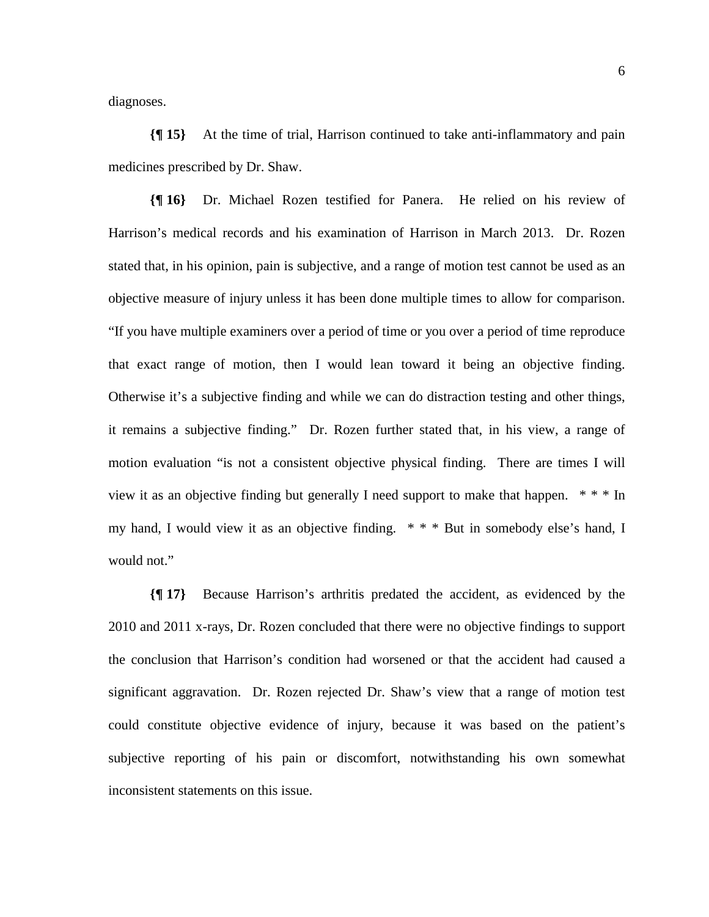diagnoses.

**{¶ 15}** At the time of trial, Harrison continued to take anti-inflammatory and pain medicines prescribed by Dr. Shaw.

**{¶ 16}** Dr. Michael Rozen testified for Panera. He relied on his review of Harrison's medical records and his examination of Harrison in March 2013. Dr. Rozen stated that, in his opinion, pain is subjective, and a range of motion test cannot be used as an objective measure of injury unless it has been done multiple times to allow for comparison. "If you have multiple examiners over a period of time or you over a period of time reproduce that exact range of motion, then I would lean toward it being an objective finding. Otherwise it's a subjective finding and while we can do distraction testing and other things, it remains a subjective finding." Dr. Rozen further stated that, in his view, a range of motion evaluation "is not a consistent objective physical finding. There are times I will view it as an objective finding but generally I need support to make that happen. * * * In my hand, I would view it as an objective finding. * * * But in somebody else's hand, I would not."

**{¶ 17}** Because Harrison's arthritis predated the accident, as evidenced by the 2010 and 2011 x-rays, Dr. Rozen concluded that there were no objective findings to support the conclusion that Harrison's condition had worsened or that the accident had caused a significant aggravation. Dr. Rozen rejected Dr. Shaw's view that a range of motion test could constitute objective evidence of injury, because it was based on the patient's subjective reporting of his pain or discomfort, notwithstanding his own somewhat inconsistent statements on this issue.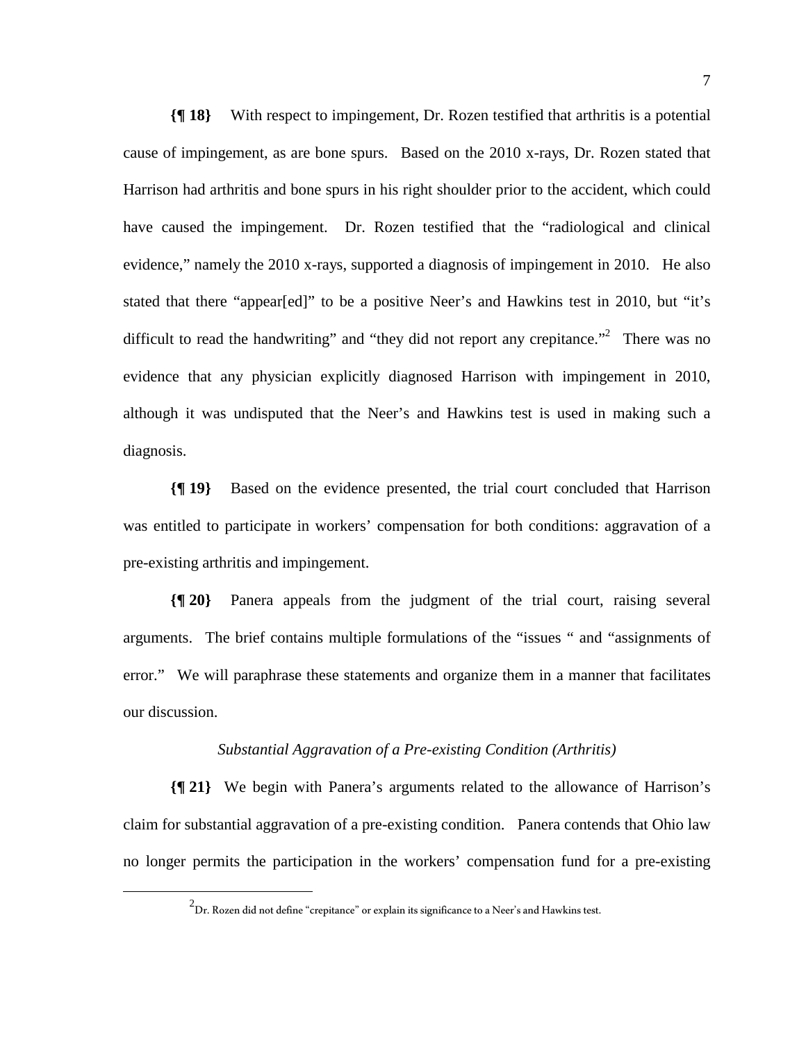**{¶ 18}** With respect to impingement, Dr. Rozen testified that arthritis is a potential cause of impingement, as are bone spurs. Based on the 2010 x-rays, Dr. Rozen stated that Harrison had arthritis and bone spurs in his right shoulder prior to the accident, which could have caused the impingement. Dr. Rozen testified that the "radiological and clinical evidence," namely the 2010 x-rays, supported a diagnosis of impingement in 2010. He also stated that there "appear[ed]" to be a positive Neer's and Hawkins test in 2010, but "it's difficult to read the handwriting" and "they did not report any crepitance."[2] There was no evidence that any physician explicitly diagnosed Harrison with impingement in 2010, although it was undisputed that the Neer's and Hawkins test is used in making such a diagnosis.

**{¶ 19}** Based on the evidence presented, the trial court concluded that Harrison was entitled to participate in workers' compensation for both conditions: aggravation of a pre-existing arthritis and impingement.

**{¶ 20}** Panera appeals from the judgment of the trial court, raising several arguments. The brief contains multiple formulations of the "issues " and "assignments of error." We will paraphrase these statements and organize them in a manner that facilitates our discussion.

*Substantial Aggravation of a Pre-existing Condition (Arthritis)*

**{¶ 21}** We begin with Panera's arguments related to the allowance of Harrison's claim for substantial aggravation of a pre-existing condition. Panera contends that Ohio law no longer permits the participation in the workers' compensation fund for a pre-existing

---

[2] Dr. Rozen did not define "crepitance" or explain its significance to a Neer's and Hawkins test.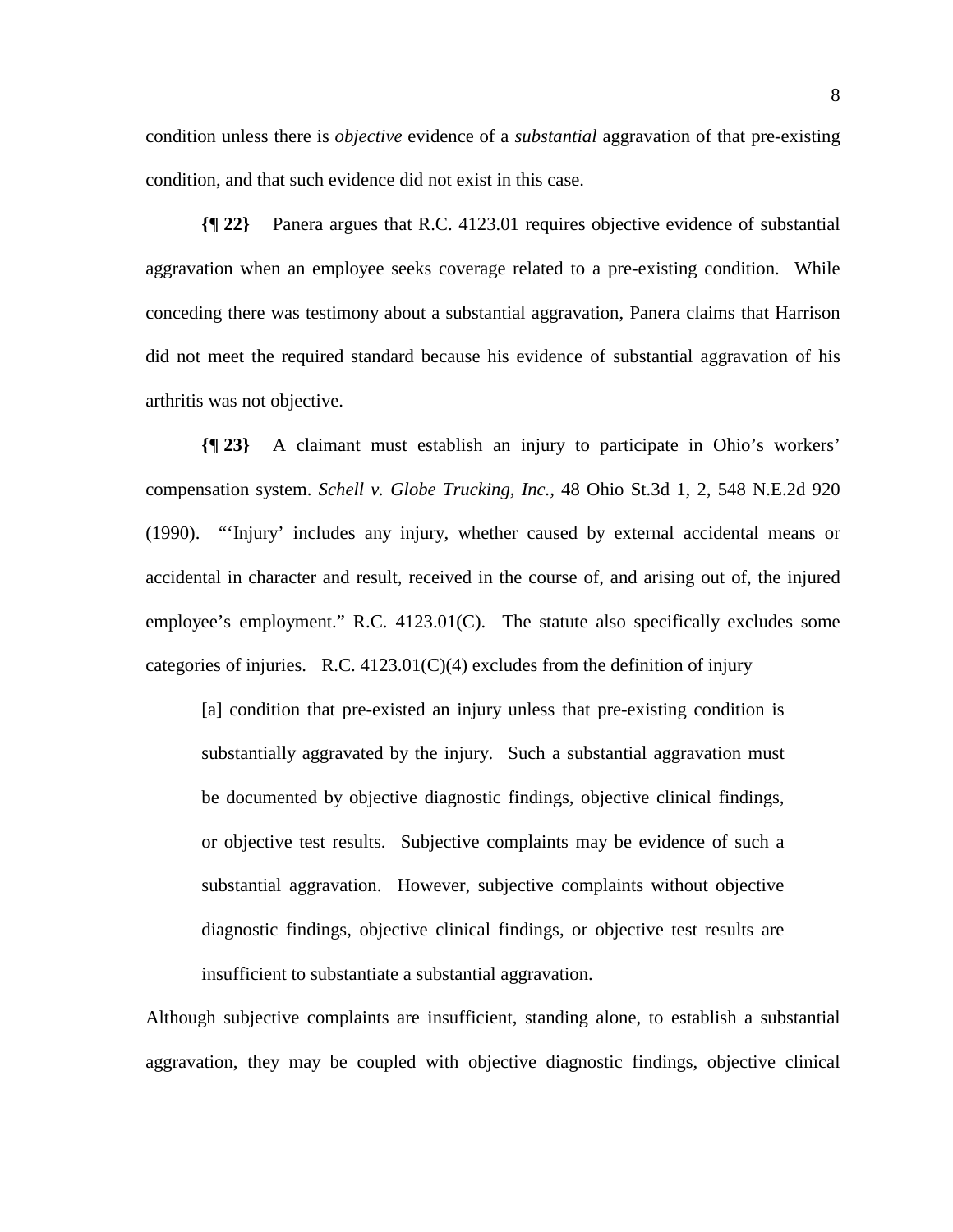condition unless there is *objective* evidence of a *substantial* aggravation of that pre-existing condition, and that such evidence did not exist in this case.

**{¶ 22}** Panera argues that R.C. 4123.01 requires objective evidence of substantial aggravation when an employee seeks coverage related to a pre-existing condition. While conceding there was testimony about a substantial aggravation, Panera claims that Harrison did not meet the required standard because his evidence of substantial aggravation of his arthritis was not objective.

**{¶ 23}** A claimant must establish an injury to participate in Ohio's workers' compensation system. *Schell v. Globe Trucking, Inc.*, 48 Ohio St.3d 1, 2, 548 N.E.2d 920 (1990). "'Injury' includes any injury, whether caused by external accidental means or accidental in character and result, received in the course of, and arising out of, the injured employee's employment." R.C. 4123.01(C). The statute also specifically excludes some categories of injuries. R.C. 4123.01(C)(4) excludes from the definition of injury

> [a] condition that pre-existed an injury unless that pre-existing condition is substantially aggravated by the injury. Such a substantial aggravation must be documented by objective diagnostic findings, objective clinical findings, or objective test results. Subjective complaints may be evidence of such a substantial aggravation. However, subjective complaints without objective diagnostic findings, objective clinical findings, or objective test results are insufficient to substantiate a substantial aggravation.

Although subjective complaints are insufficient, standing alone, to establish a substantial aggravation, they may be coupled with objective diagnostic findings, objective clinical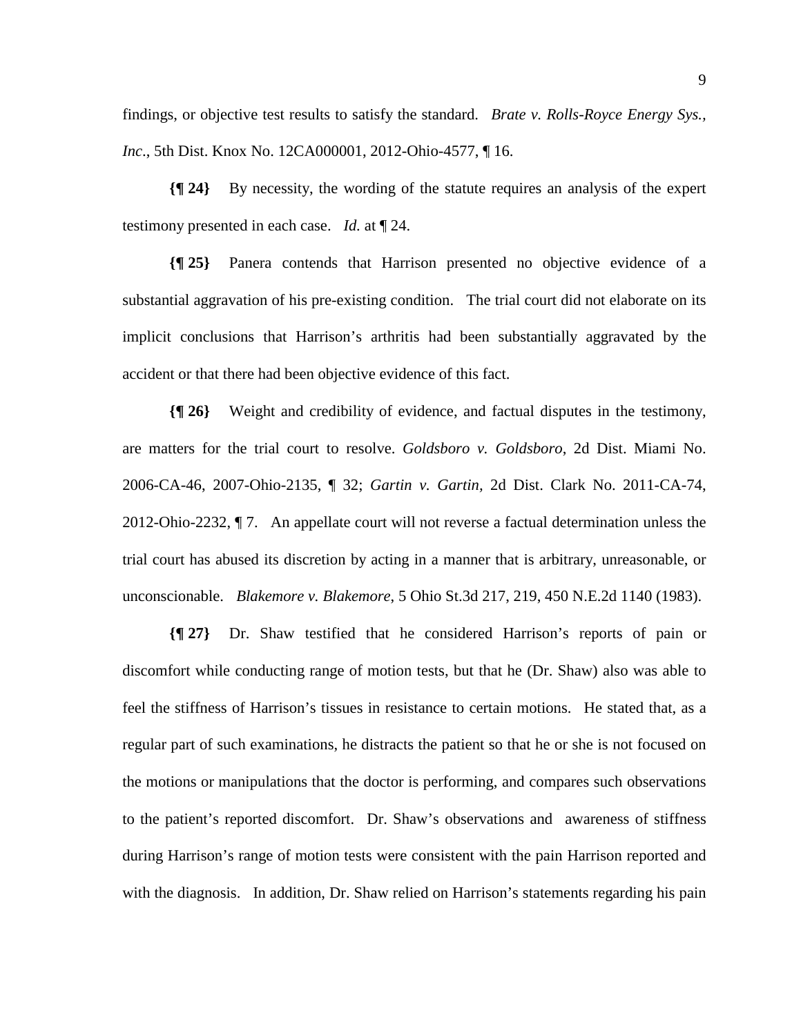findings, or objective test results to satisfy the standard. *Brate v. Rolls-Royce Energy Sys., Inc*., 5th Dist. Knox No. 12CA000001, 2012-Ohio-4577, ¶ 16.

**{¶ 24}** By necessity, the wording of the statute requires an analysis of the expert testimony presented in each case. *Id.* at ¶ 24.

**{¶ 25}** Panera contends that Harrison presented no objective evidence of a substantial aggravation of his pre-existing condition. The trial court did not elaborate on its implicit conclusions that Harrison's arthritis had been substantially aggravated by the accident or that there had been objective evidence of this fact.

**{¶ 26}** Weight and credibility of evidence, and factual disputes in the testimony, are matters for the trial court to resolve. *Goldsboro v. Goldsboro*, 2d Dist. Miami No. 2006-CA-46, 2007-Ohio-2135, ¶ 32; *Gartin v. Gartin,* 2d Dist. Clark No. 2011-CA-74, 2012-Ohio-2232, ¶ 7. An appellate court will not reverse a factual determination unless the trial court has abused its discretion by acting in a manner that is arbitrary, unreasonable, or unconscionable. *Blakemore v. Blakemore*, 5 Ohio St.3d 217, 219, 450 N.E.2d 1140 (1983).

**{¶ 27}** Dr. Shaw testified that he considered Harrison's reports of pain or discomfort while conducting range of motion tests, but that he (Dr. Shaw) also was able to feel the stiffness of Harrison's tissues in resistance to certain motions. He stated that, as a regular part of such examinations, he distracts the patient so that he or she is not focused on the motions or manipulations that the doctor is performing, and compares such observations to the patient's reported discomfort. Dr. Shaw's observations and awareness of stiffness during Harrison's range of motion tests were consistent with the pain Harrison reported and with the diagnosis. In addition, Dr. Shaw relied on Harrison's statements regarding his pain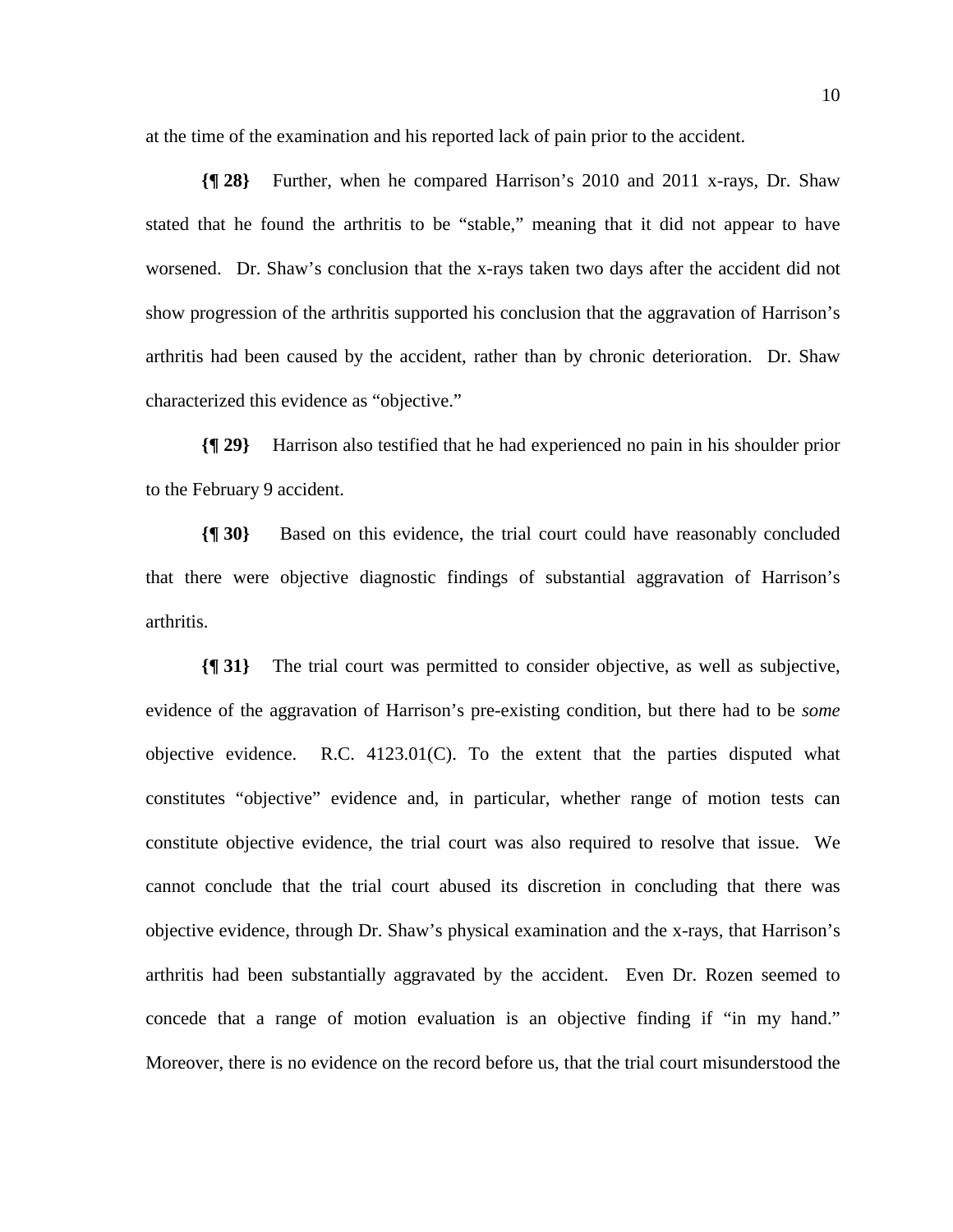at the time of the examination and his reported lack of pain prior to the accident.

**{¶ 28}** Further, when he compared Harrison's 2010 and 2011 x-rays, Dr. Shaw stated that he found the arthritis to be "stable," meaning that it did not appear to have worsened. Dr. Shaw's conclusion that the x-rays taken two days after the accident did not show progression of the arthritis supported his conclusion that the aggravation of Harrison's arthritis had been caused by the accident, rather than by chronic deterioration. Dr. Shaw characterized this evidence as "objective."

**{¶ 29}** Harrison also testified that he had experienced no pain in his shoulder prior to the February 9 accident.

**{¶ 30}** Based on this evidence, the trial court could have reasonably concluded that there were objective diagnostic findings of substantial aggravation of Harrison's arthritis.

**{¶ 31}** The trial court was permitted to consider objective, as well as subjective, evidence of the aggravation of Harrison's pre-existing condition, but there had to be *some* objective evidence. R.C. 4123.01(C). To the extent that the parties disputed what constitutes "objective" evidence and, in particular, whether range of motion tests can constitute objective evidence, the trial court was also required to resolve that issue. We cannot conclude that the trial court abused its discretion in concluding that there was objective evidence, through Dr. Shaw's physical examination and the x-rays, that Harrison's arthritis had been substantially aggravated by the accident. Even Dr. Rozen seemed to concede that a range of motion evaluation is an objective finding if "in my hand." Moreover, there is no evidence on the record before us, that the trial court misunderstood the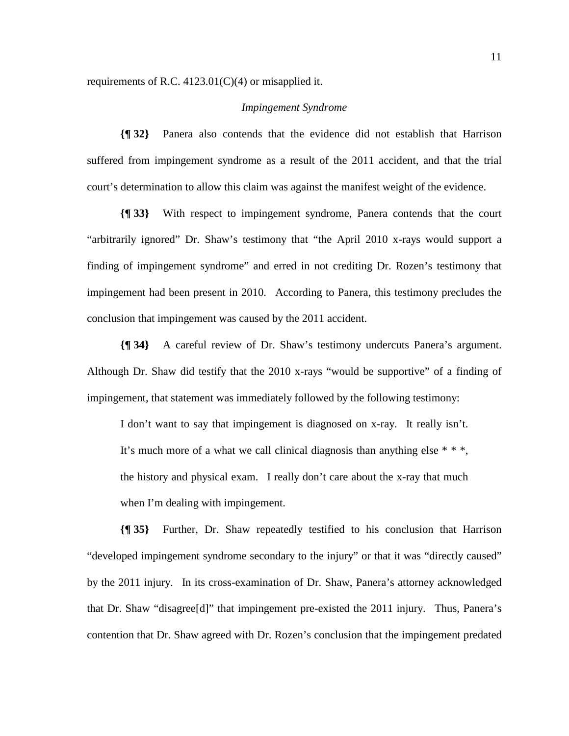requirements of R.C. 4123.01(C)(4) or misapplied it.

*Impingement Syndrome*

**{¶ 32}** Panera also contends that the evidence did not establish that Harrison suffered from impingement syndrome as a result of the 2011 accident, and that the trial court's determination to allow this claim was against the manifest weight of the evidence.

**{¶ 33}** With respect to impingement syndrome, Panera contends that the court "arbitrarily ignored" Dr. Shaw's testimony that "the April 2010 x-rays would support a finding of impingement syndrome" and erred in not crediting Dr. Rozen's testimony that impingement had been present in 2010. According to Panera, this testimony precludes the conclusion that impingement was caused by the 2011 accident.

**{¶ 34}** A careful review of Dr. Shaw's testimony undercuts Panera's argument. Although Dr. Shaw did testify that the 2010 x-rays "would be supportive" of a finding of impingement, that statement was immediately followed by the following testimony:

> I don't want to say that impingement is diagnosed on x-ray. It really isn't. It's much more of a what we call clinical diagnosis than anything else * * *, the history and physical exam. I really don't care about the x-ray that much when I'm dealing with impingement.

**{¶ 35}** Further, Dr. Shaw repeatedly testified to his conclusion that Harrison "developed impingement syndrome secondary to the injury" or that it was "directly caused" by the 2011 injury. In its cross-examination of Dr. Shaw, Panera's attorney acknowledged that Dr. Shaw "disagree[d]" that impingement pre-existed the 2011 injury. Thus, Panera's contention that Dr. Shaw agreed with Dr. Rozen's conclusion that the impingement predated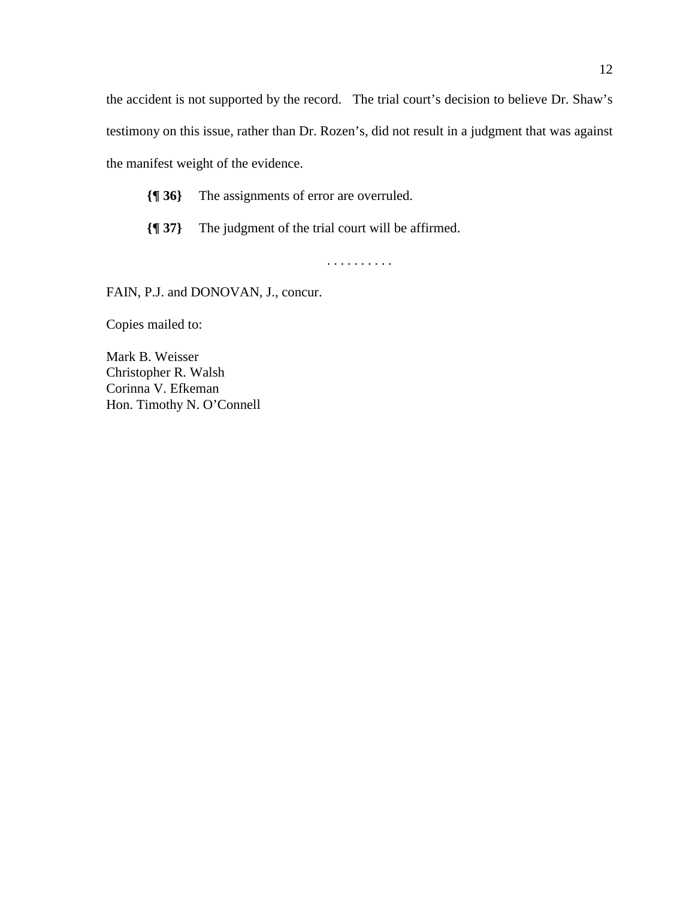the accident is not supported by the record. The trial court's decision to believe Dr. Shaw's testimony on this issue, rather than Dr. Rozen's, did not result in a judgment that was against the manifest weight of the evidence.

**{¶ 36}** The assignments of error are overruled.

**{¶ 37}** The judgment of the trial court will be affirmed.

. . . . . . . . . .

FAIN, P.J. and DONOVAN, J., concur.

Copies mailed to:

Mark B. Weisser
Christopher R. Walsh
Corinna V. Efkeman
Hon. Timothy N. O'Connell